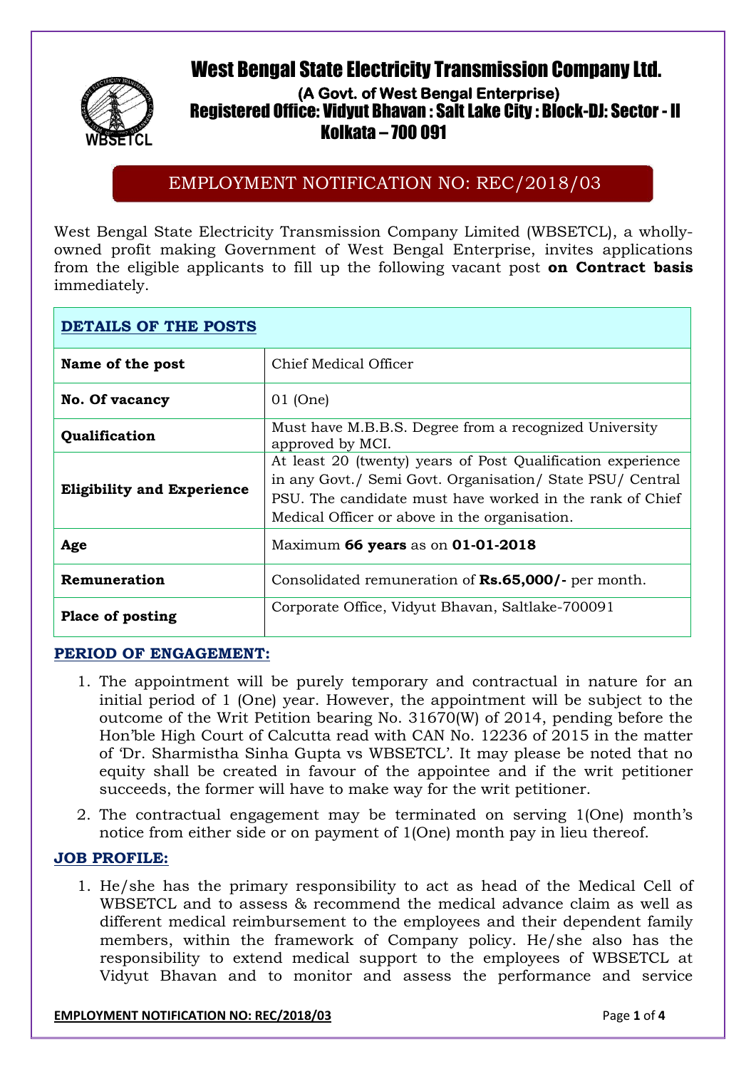# West Bengal State Electricity Transmission Company Ltd.

**(A Govt. of West Bengal Enterprise)**

**Registered Office: Vidyut Bhavan : Salt Lake City : Block-DJ: Sector - II Kolkata – 700 091**

WBSETCL

## EMPLOYMENT NOTIFICATION NO: REC/2018/03

West Bengal State Electricity Transmission Company Limited (WBSETCL), a wholly-owned profit making Government of West Bengal Enterprise, invites applications from the eligible applicants to fill up the following vacant post **on Contract basis** immediately.

| **DETAILS OF THE POSTS** | |
|---|---|
| **Name of the post** | Chief Medical Officer |
| **No. Of vacancy** | 01 (One) |
| **Qualification** | Must have M.B.B.S. Degree from a recognized University approved by MCI. |
| **Eligibility and Experience** | At least 20 (twenty) years of Post Qualification experience in any Govt./ Semi Govt. Organisation/ State PSU/ Central PSU. The candidate must have worked in the rank of Chief Medical Officer or above in the organisation. |
| **Age** | Maximum **66 years** as on **01-01-2018** |
| **Remuneration** | Consolidated remuneration of **Rs.65,000/-** per month. |
| **Place of posting** | Corporate Office, Vidyut Bhavan, Saltlake-700091 |

### PERIOD OF ENGAGEMENT:

1. The appointment will be purely temporary and contractual in nature for an initial period of 1 (One) year. However, the appointment will be subject to the outcome of the Writ Petition bearing No. 31670(W) of 2014, pending before the Hon'ble High Court of Calcutta read with CAN No. 12236 of 2015 in the matter of 'Dr. Sharmistha Sinha Gupta vs WBSETCL'. It may please be noted that no equity shall be created in favour of the appointee and if the writ petitioner succeeds, the former will have to make way for the writ petitioner.
2. The contractual engagement may be terminated on serving 1(One) month's notice from either side or on payment of 1(One) month pay in lieu thereof.

### JOB PROFILE:

1. He/she has the primary responsibility to act as head of the Medical Cell of WBSETCL and to assess & recommend the medical advance claim as well as different medical reimbursement to the employees and their dependent family members, within the framework of Company policy. He/she also has the responsibility to extend medical support to the employees of WBSETCL at Vidyut Bhavan and to monitor and assess the performance and service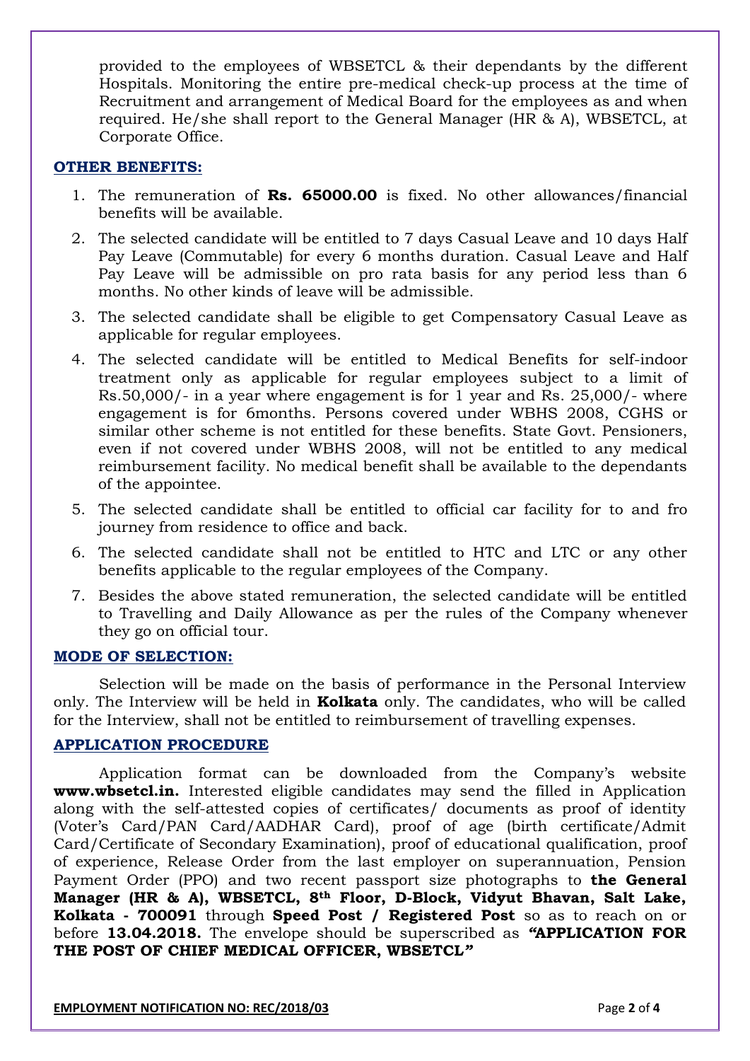provided to the employees of WBSETCL & their dependants by the different Hospitals. Monitoring the entire pre-medical check-up process at the time of Recruitment and arrangement of Medical Board for the employees as and when required. He/she shall report to the General Manager (HR & A), WBSETCL, at Corporate Office.

## OTHER BENEFITS:

1. The remuneration of **Rs. 65000.00** is fixed. No other allowances/financial benefits will be available.
2. The selected candidate will be entitled to 7 days Casual Leave and 10 days Half Pay Leave (Commutable) for every 6 months duration. Casual Leave and Half Pay Leave will be admissible on pro rata basis for any period less than 6 months. No other kinds of leave will be admissible.
3. The selected candidate shall be eligible to get Compensatory Casual Leave as applicable for regular employees.
4. The selected candidate will be entitled to Medical Benefits for self-indoor treatment only as applicable for regular employees subject to a limit of Rs.50,000/- in a year where engagement is for 1 year and Rs. 25,000/- where engagement is for 6months. Persons covered under WBHS 2008, CGHS or similar other scheme is not entitled for these benefits. State Govt. Pensioners, even if not covered under WBHS 2008, will not be entitled to any medical reimbursement facility. No medical benefit shall be available to the dependants of the appointee.
5. The selected candidate shall be entitled to official car facility for to and fro journey from residence to office and back.
6. The selected candidate shall not be entitled to HTC and LTC or any other benefits applicable to the regular employees of the Company.
7. Besides the above stated remuneration, the selected candidate will be entitled to Travelling and Daily Allowance as per the rules of the Company whenever they go on official tour.

## MODE OF SELECTION:

Selection will be made on the basis of performance in the Personal Interview only. The Interview will be held in **Kolkata** only. The candidates, who will be called for the Interview, shall not be entitled to reimbursement of travelling expenses.

## APPLICATION PROCEDURE

Application format can be downloaded from the Company's website **www.wbsetcl.in.** Interested eligible candidates may send the filled in Application along with the self-attested copies of certificates/ documents as proof of identity (Voter's Card/PAN Card/AADHAR Card), proof of age (birth certificate/Admit Card/Certificate of Secondary Examination), proof of educational qualification, proof of experience, Release Order from the last employer on superannuation, Pension Payment Order (PPO) and two recent passport size photographs to **the General Manager (HR & A), WBSETCL, 8th Floor, D-Block, Vidyut Bhavan, Salt Lake, Kolkata - 700091** through **Speed Post / Registered Post** so as to reach on or before **13.04.2018.** The envelope should be superscribed as ***"APPLICATION FOR THE POST OF CHIEF MEDICAL OFFICER, WBSETCL"***

**EMPLOYMENT NOTIFICATION NO: REC/2018/03**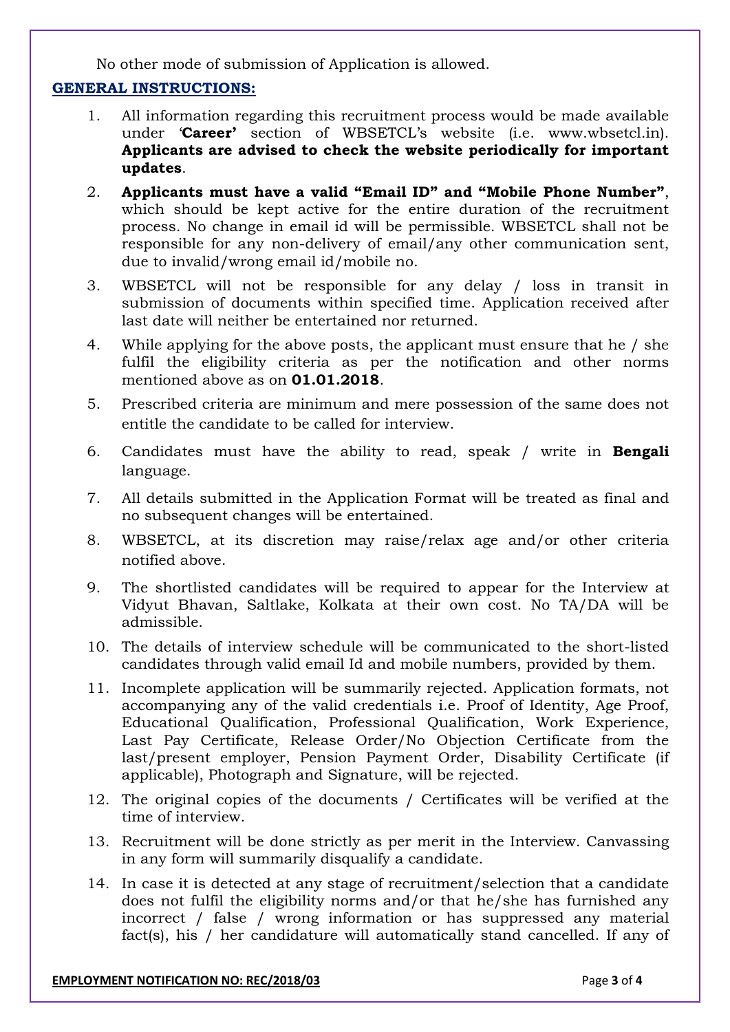No other mode of submission of Application is allowed.

**GENERAL INSTRUCTIONS:**

1. All information regarding this recruitment process would be made available under '**Career'** section of WBSETCL's website (i.e. www.wbsetcl.in). **Applicants are advised to check the website periodically for important updates**.
2. **Applicants must have a valid "Email ID" and "Mobile Phone Number"**, which should be kept active for the entire duration of the recruitment process. No change in email id will be permissible. WBSETCL shall not be responsible for any non-delivery of email/any other communication sent, due to invalid/wrong email id/mobile no.
3. WBSETCL will not be responsible for any delay / loss in transit in submission of documents within specified time. Application received after last date will neither be entertained nor returned.
4. While applying for the above posts, the applicant must ensure that he / she fulfil the eligibility criteria as per the notification and other norms mentioned above as on **01.01.2018**.
5. Prescribed criteria are minimum and mere possession of the same does not entitle the candidate to be called for interview.
6. Candidates must have the ability to read, speak / write in **Bengali** language.
7. All details submitted in the Application Format will be treated as final and no subsequent changes will be entertained.
8. WBSETCL, at its discretion may raise/relax age and/or other criteria notified above.
9. The shortlisted candidates will be required to appear for the Interview at Vidyut Bhavan, Saltlake, Kolkata at their own cost. No TA/DA will be admissible.
10. The details of interview schedule will be communicated to the short-listed candidates through valid email Id and mobile numbers, provided by them.
11. Incomplete application will be summarily rejected. Application formats, not accompanying any of the valid credentials i.e. Proof of Identity, Age Proof, Educational Qualification, Professional Qualification, Work Experience, Last Pay Certificate, Release Order/No Objection Certificate from the last/present employer, Pension Payment Order, Disability Certificate (if applicable), Photograph and Signature, will be rejected.
12. The original copies of the documents / Certificates will be verified at the time of interview.
13. Recruitment will be done strictly as per merit in the Interview. Canvassing in any form will summarily disqualify a candidate.
14. In case it is detected at any stage of recruitment/selection that a candidate does not fulfil the eligibility norms and/or that he/she has furnished any incorrect / false / wrong information or has suppressed any material fact(s), his / her candidature will automatically stand cancelled. If any of

**EMPLOYMENT NOTIFICATION NO: REC/2018/03**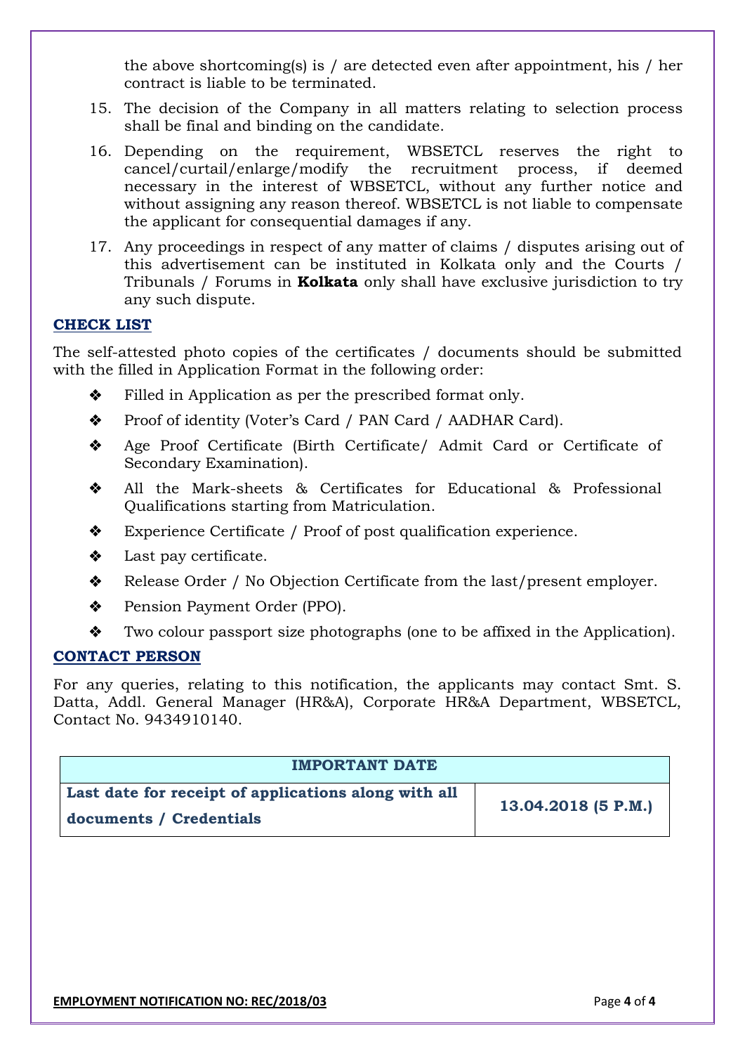the above shortcoming(s) is / are detected even after appointment, his / her contract is liable to be terminated.

15. The decision of the Company in all matters relating to selection process shall be final and binding on the candidate.
16. Depending on the requirement, WBSETCL reserves the right to cancel/curtail/enlarge/modify the recruitment process, if deemed necessary in the interest of WBSETCL, without any further notice and without assigning any reason thereof. WBSETCL is not liable to compensate the applicant for consequential damages if any.
17. Any proceedings in respect of any matter of claims / disputes arising out of this advertisement can be instituted in Kolkata only and the Courts / Tribunals / Forums in **Kolkata** only shall have exclusive jurisdiction to try any such dispute.

## CHECK LIST

The self-attested photo copies of the certificates / documents should be submitted with the filled in Application Format in the following order:

- Filled in Application as per the prescribed format only.
- Proof of identity (Voter's Card / PAN Card / AADHAR Card).
- Age Proof Certificate (Birth Certificate/ Admit Card or Certificate of Secondary Examination).
- All the Mark-sheets & Certificates for Educational & Professional Qualifications starting from Matriculation.
- Experience Certificate / Proof of post qualification experience.
- Last pay certificate.
- Release Order / No Objection Certificate from the last/present employer.
- Pension Payment Order (PPO).
- Two colour passport size photographs (one to be affixed in the Application).

## CONTACT PERSON

For any queries, relating to this notification, the applicants may contact Smt. S. Datta, Addl. General Manager (HR&A), Corporate HR&A Department, WBSETCL, Contact No. 9434910140.

| **IMPORTANT DATE** | |
|---|---|
| **Last date for receipt of applications along with all documents / Credentials** | **13.04.2018 (5 P.M.)** |

**EMPLOYMENT NOTIFICATION NO: REC/2018/03**